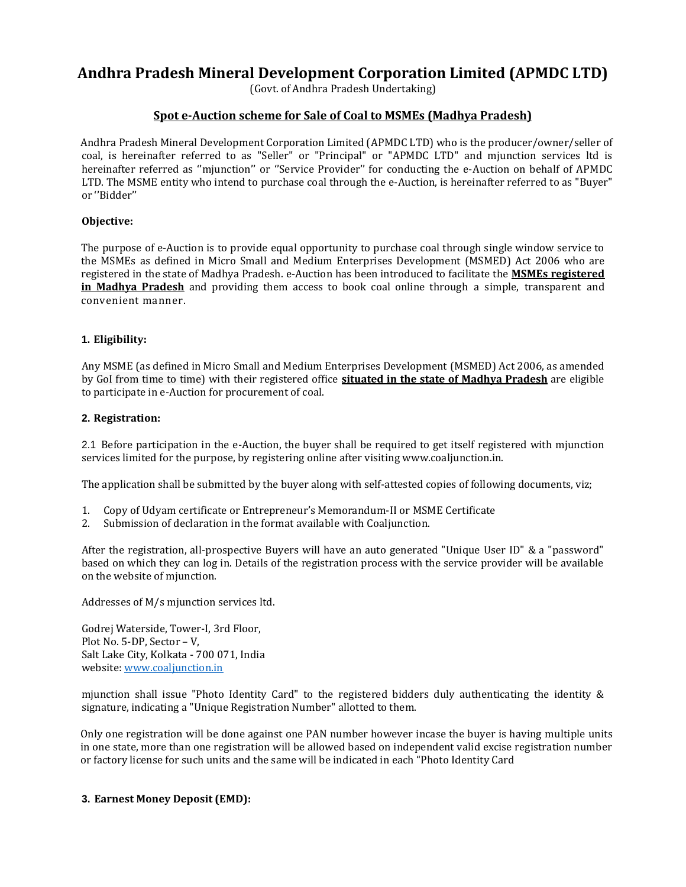# Andhra Pradesh Mineral Development Corporation Limited (APMDC LTD)

(Govt. of Andhra Pradesh Undertaking)

## Spot e-Auction scheme for Sale of Coal to MSMEs (Madhya Pradesh)

Andhra Pradesh Mineral Development Corporation Limited (APMDC LTD) who is the producer/owner/seller of coal, is hereinafter referred to as "Seller" or "Principal" or "APMDC LTD" and mjunction services ltd is hereinafter referred as ''mjunction'' or ''Service Provider'' for conducting the e-Auction on behalf of APMDC LTD. The MSME entity who intend to purchase coal through the e-Auction, is hereinafter referred to as "Buyer" or ''Bidder''

**Objective:**

The purpose of e-Auction is to provide equal opportunity to purchase coal through single window service to the MSMEs as defined in Micro Small and Medium Enterprises Development (MSMED) Act 2006 who are registered in the state of Madhya Pradesh. e-Auction has been introduced to facilitate the **MSMEs registered in Madhya Pradesh** and providing them access to book coal online through a simple, transparent and convenient manner.

**1. Eligibility:**

Any MSME (as defined in Micro Small and Medium Enterprises Development (MSMED) Act 2006, as amended by GoI from time to time) with their registered office **situated in the state of Madhya Pradesh** are eligible to participate in e-Auction for procurement of coal.

**2. Registration:**

2.1 Before participation in the e-Auction, the buyer shall be required to get itself registered with mjunction services limited for the purpose, by registering online after visiting www.coaljunction.in.

The application shall be submitted by the buyer along with self-attested copies of following documents, viz;

1. Copy of Udyam certificate or Entrepreneur's Memorandum-II or MSME Certificate
2. Submission of declaration in the format available with Coaljunction.

After the registration, all-prospective Buyers will have an auto generated "Unique User ID" & a "password" based on which they can log in. Details of the registration process with the service provider will be available on the website of mjunction.

Addresses of M/s mjunction services ltd.

Godrej Waterside, Tower-I, 3rd Floor,
Plot No. 5-DP, Sector – V,
Salt Lake City, Kolkata - 700 071, India
website: www.coaljunction.in

mjunction shall issue "Photo Identity Card" to the registered bidders duly authenticating the identity & signature, indicating a "Unique Registration Number" allotted to them.

Only one registration will be done against one PAN number however incase the buyer is having multiple units in one state, more than one registration will be allowed based on independent valid excise registration number or factory license for such units and the same will be indicated in each "Photo Identity Card

**3. Earnest Money Deposit (EMD):**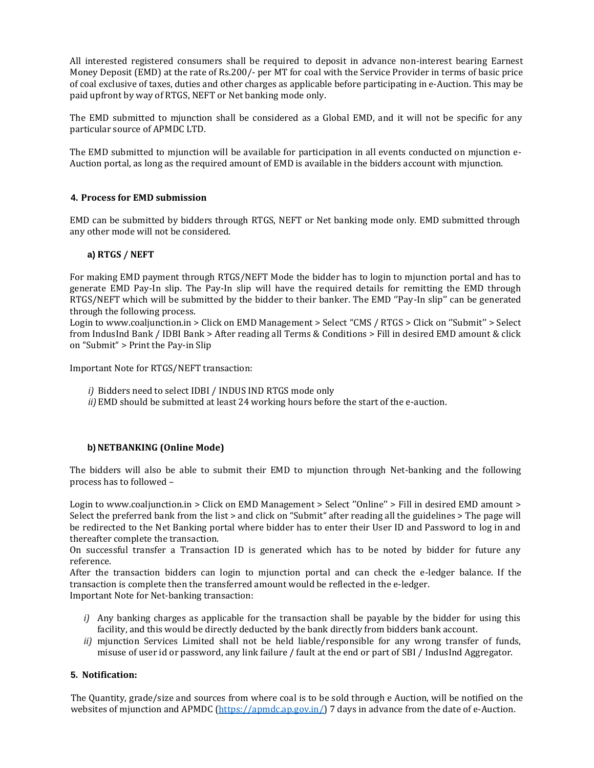All interested registered consumers shall be required to deposit in advance non-interest bearing Earnest Money Deposit (EMD) at the rate of Rs.200/- per MT for coal with the Service Provider in terms of basic price of coal exclusive of taxes, duties and other charges as applicable before participating in e-Auction. This may be paid upfront by way of RTGS, NEFT or Net banking mode only.

The EMD submitted to mjunction shall be considered as a Global EMD, and it will not be specific for any particular source of APMDC LTD.

The EMD submitted to mjunction will be available for participation in all events conducted on mjunction e-Auction portal, as long as the required amount of EMD is available in the bidders account with mjunction.

### 4. Process for EMD submission

EMD can be submitted by bidders through RTGS, NEFT or Net banking mode only. EMD submitted through any other mode will not be considered.

#### a) RTGS / NEFT

For making EMD payment through RTGS/NEFT Mode the bidder has to login to mjunction portal and has to generate EMD Pay-In slip. The Pay-In slip will have the required details for remitting the EMD through RTGS/NEFT which will be submitted by the bidder to their banker. The EMD ''Pay-In slip'' can be generated through the following process.
Login to www.coaljunction.in > Click on EMD Management > Select "CMS / RTGS > Click on ''Submit'' > Select from IndusInd Bank / IDBI Bank > After reading all Terms & Conditions > Fill in desired EMD amount & click on "Submit" > Print the Pay-in Slip

Important Note for RTGS/NEFT transaction:

*i)* Bidders need to select IDBI / INDUS IND RTGS mode only
*ii)* EMD should be submitted at least 24 working hours before the start of the e-auction.

#### b) NETBANKING (Online Mode)

The bidders will also be able to submit their EMD to mjunction through Net-banking and the following process has to followed –

Login to www.coaljunction.in > Click on EMD Management > Select ''Online'' > Fill in desired EMD amount > Select the preferred bank from the list > and click on "Submit" after reading all the guidelines > The page will be redirected to the Net Banking portal where bidder has to enter their User ID and Password to log in and thereafter complete the transaction.
On successful transfer a Transaction ID is generated which has to be noted by bidder for future any reference.
After the transaction bidders can login to mjunction portal and can check the e-ledger balance. If the transaction is complete then the transferred amount would be reflected in the e-ledger.
Important Note for Net-banking transaction:

*i)* Any banking charges as applicable for the transaction shall be payable by the bidder for using this facility, and this would be directly deducted by the bank directly from bidders bank account.
*ii)* mjunction Services Limited shall not be held liable/responsible for any wrong transfer of funds, misuse of user id or password, any link failure / fault at the end or part of SBI / IndusInd Aggregator.

### 5. Notification:

The Quantity, grade/size and sources from where coal is to be sold through e Auction, will be notified on the websites of mjunction and APMDC ([https://apmdc.ap.gov.in/](https://apmdc.ap.gov.in/)) 7 days in advance from the date of e-Auction.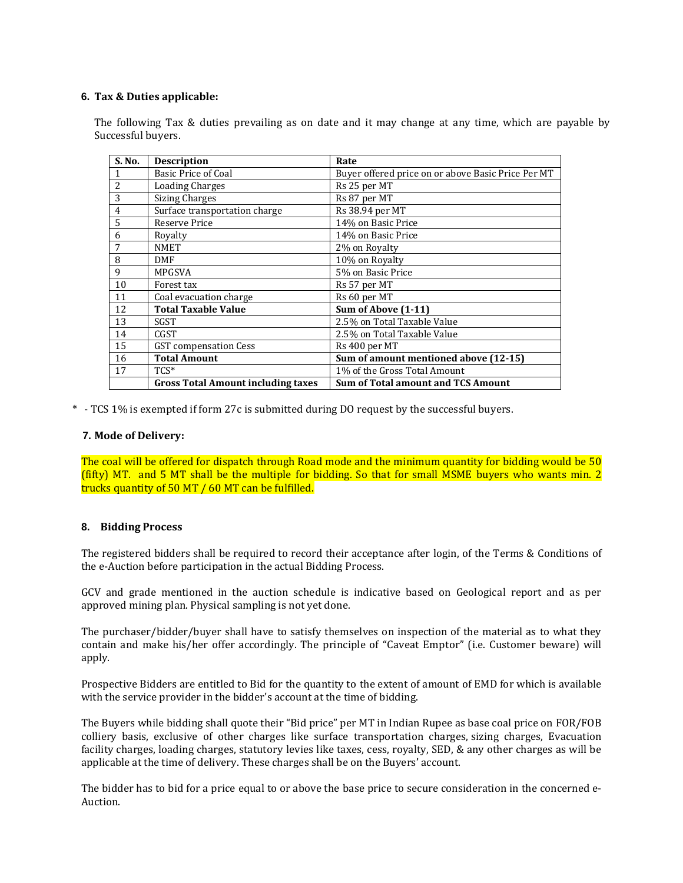### 6. Tax & Duties applicable:

The following Tax & duties prevailing as on date and it may change at any time, which are payable by Successful buyers.

| S. No. | Description | Rate |
|---|---|---|
| 1 | Basic Price of Coal | Buyer offered price on or above Basic Price Per MT |
| 2 | Loading Charges | Rs 25 per MT |
| 3 | Sizing Charges | Rs 87 per MT |
| 4 | Surface transportation charge | Rs 38.94 per MT |
| 5 | Reserve Price | 14% on Basic Price |
| 6 | Royalty | 14% on Basic Price |
| 7 | NMET | 2% on Royalty |
| 8 | DMF | 10% on Royalty |
| 9 | MPGSVA | 5% on Basic Price |
| 10 | Forest tax | Rs 57 per MT |
| 11 | Coal evacuation charge | Rs 60 per MT |
| 12 | **Total Taxable Value** | **Sum of Above (1-11)** |
| 13 | SGST | 2.5% on Total Taxable Value |
| 14 | CGST | 2.5% on Total Taxable Value |
| 15 | GST compensation Cess | Rs 400 per MT |
| 16 | **Total Amount** | **Sum of amount mentioned above (12-15)** |
| 17 | TCS* | 1% of the Gross Total Amount |
| | **Gross Total Amount including taxes** | **Sum of Total amount and TCS Amount** |

\* - TCS 1% is exempted if form 27c is submitted during DO request by the successful buyers.

### 7. Mode of Delivery:

The coal will be offered for dispatch through Road mode and the minimum quantity for bidding would be 50 (fifty) MT. and 5 MT shall be the multiple for bidding. So that for small MSME buyers who wants min. 2 trucks quantity of 50 MT / 60 MT can be fulfilled.

### 8. Bidding Process

The registered bidders shall be required to record their acceptance after login, of the Terms & Conditions of the e-Auction before participation in the actual Bidding Process.

GCV and grade mentioned in the auction schedule is indicative based on Geological report and as per approved mining plan. Physical sampling is not yet done.

The purchaser/bidder/buyer shall have to satisfy themselves on inspection of the material as to what they contain and make his/her offer accordingly. The principle of "Caveat Emptor" (i.e. Customer beware) will apply.

Prospective Bidders are entitled to Bid for the quantity to the extent of amount of EMD for which is available with the service provider in the bidder's account at the time of bidding.

The Buyers while bidding shall quote their "Bid price" per MT in Indian Rupee as base coal price on FOR/FOB colliery basis, exclusive of other charges like surface transportation charges, sizing charges, Evacuation facility charges, loading charges, statutory levies like taxes, cess, royalty, SED, & any other charges as will be applicable at the time of delivery. These charges shall be on the Buyers' account.

The bidder has to bid for a price equal to or above the base price to secure consideration in the concerned e-Auction.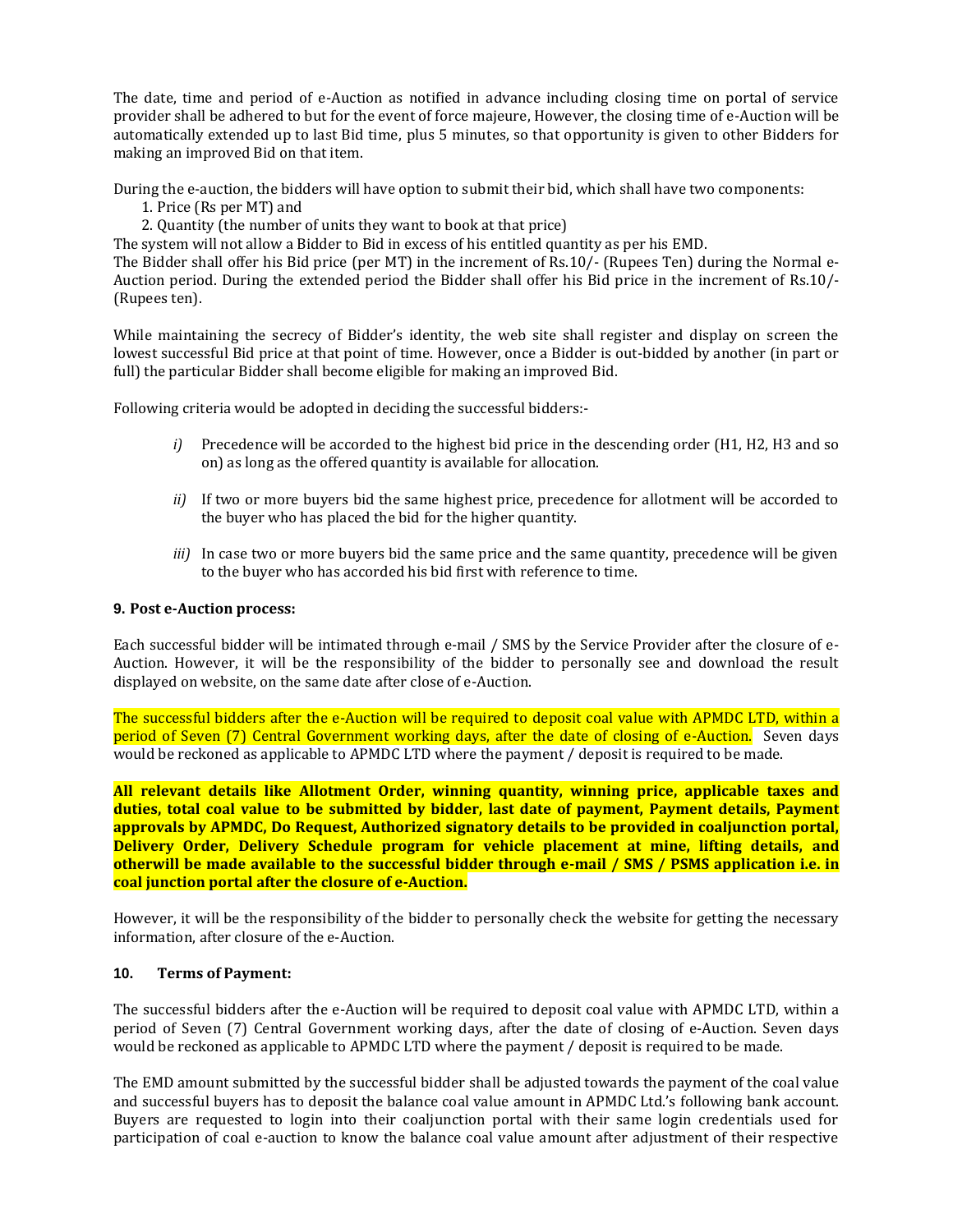The date, time and period of e-Auction as notified in advance including closing time on portal of service provider shall be adhered to but for the event of force majeure, However, the closing time of e-Auction will be automatically extended up to last Bid time, plus 5 minutes, so that opportunity is given to other Bidders for making an improved Bid on that item.

During the e-auction, the bidders will have option to submit their bid, which shall have two components:

1. Price (Rs per MT) and
2. Quantity (the number of units they want to book at that price)

The system will not allow a Bidder to Bid in excess of his entitled quantity as per his EMD.
The Bidder shall offer his Bid price (per MT) in the increment of Rs.10/- (Rupees Ten) during the Normal e-Auction period. During the extended period the Bidder shall offer his Bid price in the increment of Rs.10/- (Rupees ten).

While maintaining the secrecy of Bidder's identity, the web site shall register and display on screen the lowest successful Bid price at that point of time. However, once a Bidder is out-bidded by another (in part or full) the particular Bidder shall become eligible for making an improved Bid.

Following criteria would be adopted in deciding the successful bidders:-

*i)* Precedence will be accorded to the highest bid price in the descending order (H1, H2, H3 and so on) as long as the offered quantity is available for allocation.

*ii)* If two or more buyers bid the same highest price, precedence for allotment will be accorded to the buyer who has placed the bid for the higher quantity.

*iii)* In case two or more buyers bid the same price and the same quantity, precedence will be given to the buyer who has accorded his bid first with reference to time.

### 9. Post e-Auction process:

Each successful bidder will be intimated through e-mail / SMS by the Service Provider after the closure of e-Auction. However, it will be the responsibility of the bidder to personally see and download the result displayed on website, on the same date after close of e-Auction.

The successful bidders after the e-Auction will be required to deposit coal value with APMDC LTD, within a period of Seven (7) Central Government working days, after the date of closing of e-Auction. Seven days would be reckoned as applicable to APMDC LTD where the payment / deposit is required to be made.

**All relevant details like Allotment Order, winning quantity, winning price, applicable taxes and duties, total coal value to be submitted by bidder, last date of payment, Payment details, Payment approvals by APMDC, Do Request, Authorized signatory details to be provided in coaljunction portal, Delivery Order, Delivery Schedule program for vehicle placement at mine, lifting details, and otherwill be made available to the successful bidder through e-mail / SMS / PSMS application i.e. in coal junction portal after the closure of e-Auction.**

However, it will be the responsibility of the bidder to personally check the website for getting the necessary information, after closure of the e-Auction.

### 10. Terms of Payment:

The successful bidders after the e-Auction will be required to deposit coal value with APMDC LTD, within a period of Seven (7) Central Government working days, after the date of closing of e-Auction. Seven days would be reckoned as applicable to APMDC LTD where the payment / deposit is required to be made.

The EMD amount submitted by the successful bidder shall be adjusted towards the payment of the coal value and successful buyers has to deposit the balance coal value amount in APMDC Ltd.'s following bank account. Buyers are requested to login into their coaljunction portal with their same login credentials used for participation of coal e-auction to know the balance coal value amount after adjustment of their respective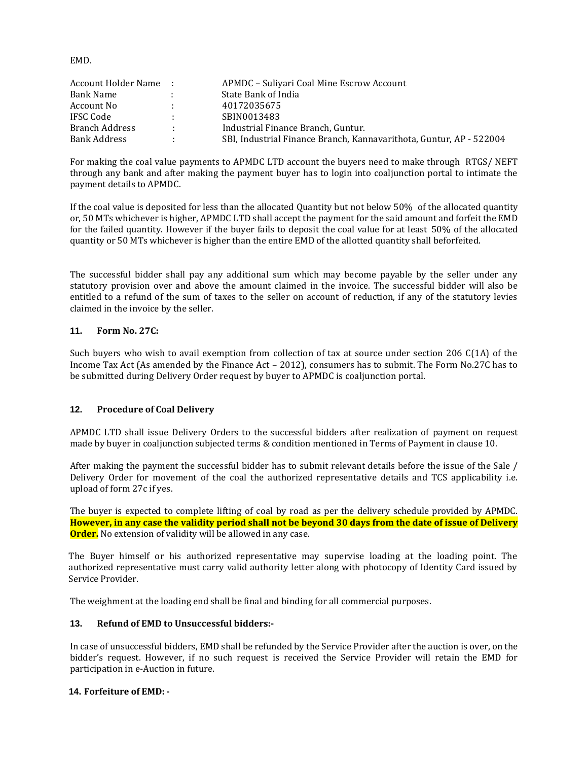EMD.

| | | |
|---|---|---|
| Account Holder Name | : | APMDC – Suliyari Coal Mine Escrow Account |
| Bank Name | : | State Bank of India |
| Account No | : | 40172035675 |
| IFSC Code | : | SBIN0013483 |
| Branch Address | : | Industrial Finance Branch, Guntur. |
| Bank Address | : | SBI, Industrial Finance Branch, Kannavarithota, Guntur, AP - 522004 |

For making the coal value payments to APMDC LTD account the buyers need to make through RTGS/ NEFT through any bank and after making the payment buyer has to login into coaljunction portal to intimate the payment details to APMDC.

If the coal value is deposited for less than the allocated Quantity but not below 50% of the allocated quantity or, 50 MTs whichever is higher, APMDC LTD shall accept the payment for the said amount and forfeit the EMD for the failed quantity. However if the buyer fails to deposit the coal value for at least 50% of the allocated quantity or 50 MTs whichever is higher than the entire EMD of the allotted quantity shall beforfeited.

The successful bidder shall pay any additional sum which may become payable by the seller under any statutory provision over and above the amount claimed in the invoice. The successful bidder will also be entitled to a refund of the sum of taxes to the seller on account of reduction, if any of the statutory levies claimed in the invoice by the seller.

### 11. Form No. 27C:

Such buyers who wish to avail exemption from collection of tax at source under section 206 C(1A) of the Income Tax Act (As amended by the Finance Act – 2012), consumers has to submit. The Form No.27C has to be submitted during Delivery Order request by buyer to APMDC is coaljunction portal.

### 12. Procedure of Coal Delivery

APMDC LTD shall issue Delivery Orders to the successful bidders after realization of payment on request made by buyer in coaljunction subjected terms & condition mentioned in Terms of Payment in clause 10.

After making the payment the successful bidder has to submit relevant details before the issue of the Sale / Delivery Order for movement of the coal the authorized representative details and TCS applicability i.e. upload of form 27c if yes.

The buyer is expected to complete lifting of coal by road as per the delivery schedule provided by APMDC. **However, in any case the validity period shall not be beyond 30 days from the date of issue of Delivery Order.** No extension of validity will be allowed in any case.

The Buyer himself or his authorized representative may supervise loading at the loading point. The authorized representative must carry valid authority letter along with photocopy of Identity Card issued by Service Provider.

The weighment at the loading end shall be final and binding for all commercial purposes.

### 13. Refund of EMD to Unsuccessful bidders:-

In case of unsuccessful bidders, EMD shall be refunded by the Service Provider after the auction is over, on the bidder's request. However, if no such request is received the Service Provider will retain the EMD for participation in e-Auction in future.

### 14. Forfeiture of EMD: -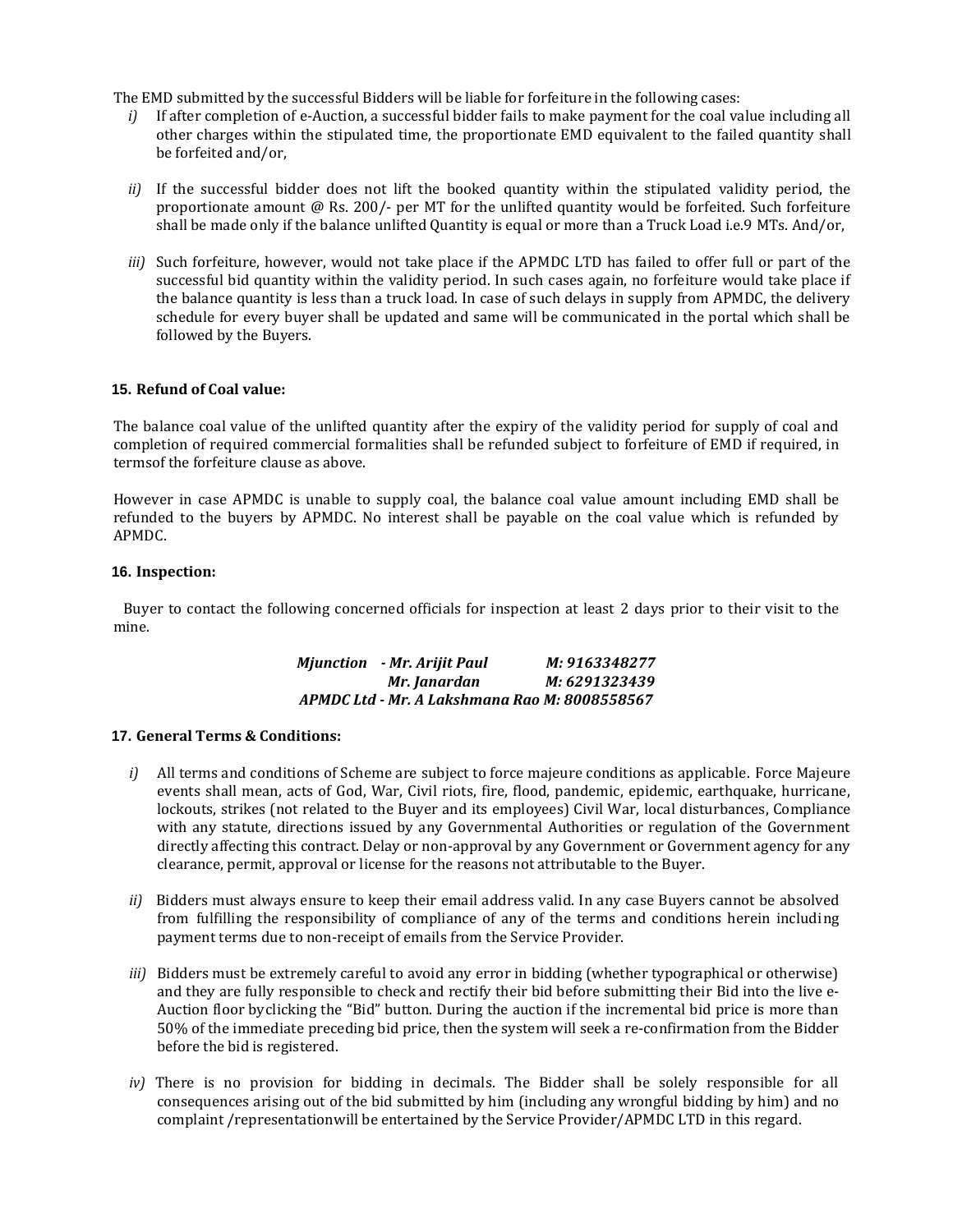The EMD submitted by the successful Bidders will be liable for forfeiture in the following cases:

*i)* If after completion of e-Auction, a successful bidder fails to make payment for the coal value including all other charges within the stipulated time, the proportionate EMD equivalent to the failed quantity shall be forfeited and/or,

*ii)* If the successful bidder does not lift the booked quantity within the stipulated validity period, the proportionate amount @ Rs. 200/- per MT for the unlifted quantity would be forfeited. Such forfeiture shall be made only if the balance unlifted Quantity is equal or more than a Truck Load i.e.9 MTs. And/or,

*iii)* Such forfeiture, however, would not take place if the APMDC LTD has failed to offer full or part of the successful bid quantity within the validity period. In such cases again, no forfeiture would take place if the balance quantity is less than a truck load. In case of such delays in supply from APMDC, the delivery schedule for every buyer shall be updated and same will be communicated in the portal which shall be followed by the Buyers.

### 15. Refund of Coal value:

The balance coal value of the unlifted quantity after the expiry of the validity period for supply of coal and completion of required commercial formalities shall be refunded subject to forfeiture of EMD if required, in termsof the forfeiture clause as above.

However in case APMDC is unable to supply coal, the balance coal value amount including EMD shall be refunded to the buyers by APMDC. No interest shall be payable on the coal value which is refunded by APMDC.

### 16. Inspection:

Buyer to contact the following concerned officials for inspection at least 2 days prior to their visit to the mine.

***Mjunction - Mr. Arijit Paul M: 9163348277***
***Mr. Janardan M: 6291323439***
***APMDC Ltd - Mr. A Lakshmana Rao M: 8008558567***

### 17. General Terms & Conditions:

*i)* All terms and conditions of Scheme are subject to force majeure conditions as applicable. Force Majeure events shall mean, acts of God, War, Civil riots, fire, flood, pandemic, epidemic, earthquake, hurricane, lockouts, strikes (not related to the Buyer and its employees) Civil War, local disturbances, Compliance with any statute, directions issued by any Governmental Authorities or regulation of the Government directly affecting this contract. Delay or non-approval by any Government or Government agency for any clearance, permit, approval or license for the reasons not attributable to the Buyer.

*ii)* Bidders must always ensure to keep their email address valid. In any case Buyers cannot be absolved from fulfilling the responsibility of compliance of any of the terms and conditions herein including payment terms due to non-receipt of emails from the Service Provider.

*iii)* Bidders must be extremely careful to avoid any error in bidding (whether typographical or otherwise) and they are fully responsible to check and rectify their bid before submitting their Bid into the live e-Auction floor byclicking the "Bid" button. During the auction if the incremental bid price is more than 50% of the immediate preceding bid price, then the system will seek a re-confirmation from the Bidder before the bid is registered.

*iv)* There is no provision for bidding in decimals. The Bidder shall be solely responsible for all consequences arising out of the bid submitted by him (including any wrongful bidding by him) and no complaint /representationwill be entertained by the Service Provider/APMDC LTD in this regard.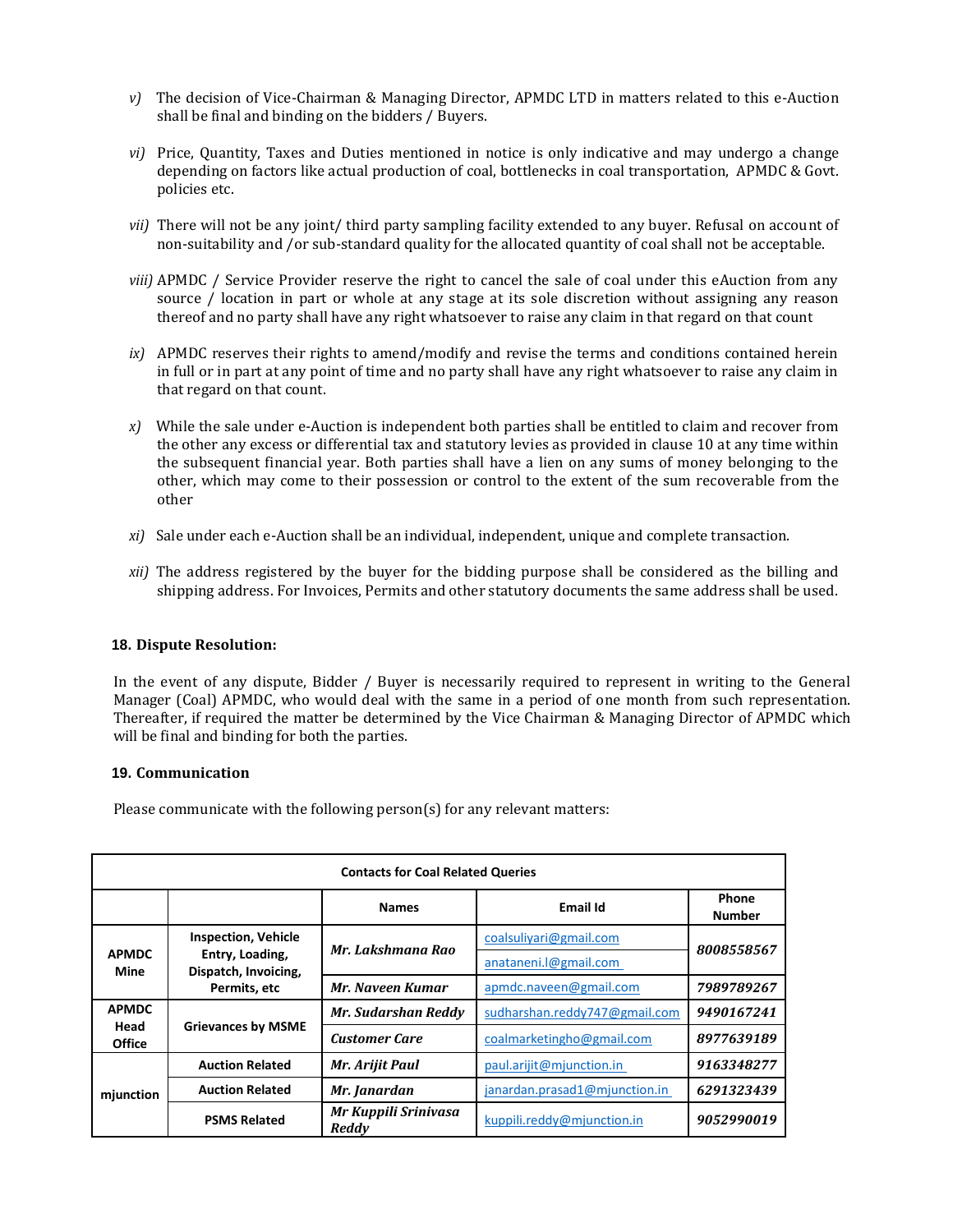*v)* The decision of Vice-Chairman & Managing Director, APMDC LTD in matters related to this e-Auction shall be final and binding on the bidders / Buyers.

*vi)* Price, Quantity, Taxes and Duties mentioned in notice is only indicative and may undergo a change depending on factors like actual production of coal, bottlenecks in coal transportation, APMDC & Govt. policies etc.

*vii)* There will not be any joint/ third party sampling facility extended to any buyer. Refusal on account of non-suitability and /or sub-standard quality for the allocated quantity of coal shall not be acceptable.

*viii)* APMDC / Service Provider reserve the right to cancel the sale of coal under this eAuction from any source / location in part or whole at any stage at its sole discretion without assigning any reason thereof and no party shall have any right whatsoever to raise any claim in that regard on that count

*ix)* APMDC reserves their rights to amend/modify and revise the terms and conditions contained herein in full or in part at any point of time and no party shall have any right whatsoever to raise any claim in that regard on that count.

*x)* While the sale under e-Auction is independent both parties shall be entitled to claim and recover from the other any excess or differential tax and statutory levies as provided in clause 10 at any time within the subsequent financial year. Both parties shall have a lien on any sums of money belonging to the other, which may come to their possession or control to the extent of the sum recoverable from the other

*xi)* Sale under each e-Auction shall be an individual, independent, unique and complete transaction.

*xii)* The address registered by the buyer for the bidding purpose shall be considered as the billing and shipping address. For Invoices, Permits and other statutory documents the same address shall be used.

## 18. Dispute Resolution:

In the event of any dispute, Bidder / Buyer is necessarily required to represent in writing to the General Manager (Coal) APMDC, who would deal with the same in a period of one month from such representation. Thereafter, if required the matter be determined by the Vice Chairman & Managing Director of APMDC which will be final and binding for both the parties.

## 19. Communication

Please communicate with the following person(s) for any relevant matters:

| Contacts for Coal Related Queries | | | | |
|---|---|---|---|---|
| | | **Names** | **Email Id** | **Phone Number** |
| **APMDC Mine** | **Inspection, Vehicle Entry, Loading, Dispatch, Invoicing, Permits, etc** | ***Mr. Lakshmana Rao*** | coalsuliyari@gmail.com<br>anataneni.l@gmail.com | ***8008558567*** |
| | | ***Mr. Naveen Kumar*** | apmdc.naveen@gmail.com | ***7989789267*** |
| **APMDC Head Office** | **Grievances by MSME** | ***Mr. Sudarshan Reddy*** | sudharshan.reddy747@gmail.com | ***9490167241*** |
| | | ***Customer Care*** | coalmarketingho@gmail.com | ***8977639189*** |
| **mjunction** | **Auction Related** | ***Mr. Arijit Paul*** | paul.arijit@mjunction.in | ***9163348277*** |
| | **Auction Related** | ***Mr. Janardan*** | janardan.prasad1@mjunction.in | ***6291323439*** |
| | **PSMS Related** | ***Mr Kuppili Srinivasa Reddy*** | kuppili.reddy@mjunction.in | ***9052990019*** |